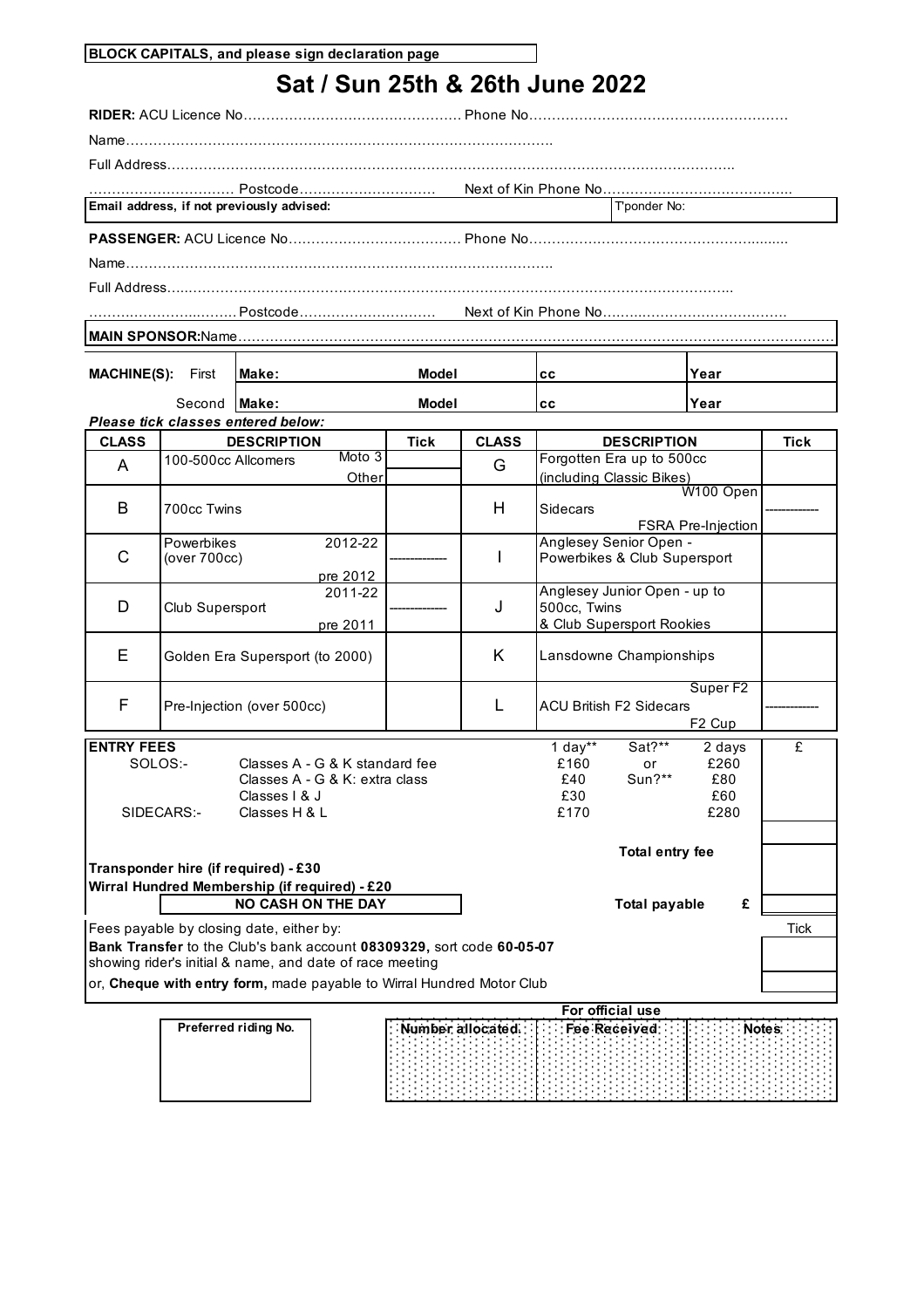**BLOCK CAPITALS, and please sign declaration page**

# Sat / Sun 25th & 26th June 2022

**RIDER:** ACU Licence No………………………………………… Phone No…………………………………………………

Name…………………………………………………………………………………….

Full Address………………………………………………………………………………………………………………..

…………………………… Postcode………………………… Next of Kin Phone No……………………………………..

**Email address, if not previously advised:** T'ponder No:

**PASSENGER:** ACU Licence No………………………………… Phone No…………………………………………………

Name…………………………………………………………………………………….

Full Address………………………………………………………………………………………………………………..

…………………………… Postcode………………………… Next of Kin Phone No……………………………………..

**MAIN SPONSOR:** Name………………………………………………………………………………………………………………

| **MACHINE(S):** | | | | |
|---|---|---|---|---|
| First | **Make:** | **Model** | **cc** | **Year** |
| Second | **Make:** | **Model** | **cc** | **Year** |

***Please tick classes entered below:***

| CLASS | DESCRIPTION | Tick | CLASS | DESCRIPTION | Tick |
|---|---|---|---|---|---|
| A | 100-500cc Allcomers — Moto 3 | | G | Forgotten Era up to 500cc (including Classic Bikes) | |
| | 100-500cc Allcomers — Other | | | | |
| B | 700cc Twins | | H | Sidecars — W100 Open / FSRA Pre-Injection | ------------ |
| C | Powerbikes (over 700cc) — 2012-22 / pre 2012 | ------------ | I | Anglesey Senior Open - Powerbikes & Club Supersport | |
| D | Club Supersport — 2011-22 / pre 2011 | ------------ | J | Anglesey Junior Open - up to 500cc, Twins & Club Supersport Rookies | |
| E | Golden Era Supersport (to 2000) | | K | Lansdowne Championships | |
| F | Pre-Injection (over 500cc) | | L | ACU British F2 Sidecars — Super F2 / F2 Cup | ------------ |

| **ENTRY FEES** | | 1 day** | Sat?** or Sun?** | 2 days | £ |
|---|---|---|---|---|---|
| SOLOS:- | Classes A - G & K standard fee | £160 | | £260 | |
| | Classes A - G & K: extra class | £40 | | £80 | |
| | Classes I & J | £30 | | £60 | |
| SIDECARS:- | Classes H & L | £170 | | £280 | |
| | | | **Total entry fee** | | |
| **Transponder hire (if required) - £30** | | | | | |
| **Wirral Hundred Membership (if required) - £20** | | | | | |
| **NO CASH ON THE DAY** | | | **Total payable** | **£** | |

Fees payable by closing date, either by: Tick

**Bank Transfer** to the Club's bank account **08309329,** sort code **60-05-07** showing rider's initial & name, and date of race meeting

or, **Cheque with entry form,** made payable to Wirral Hundred Motor Club

| Preferred riding No. |
|---|
| |

**For official use**

| Number allocated | Fee Received | Notes |
|---|---|---|
| | | |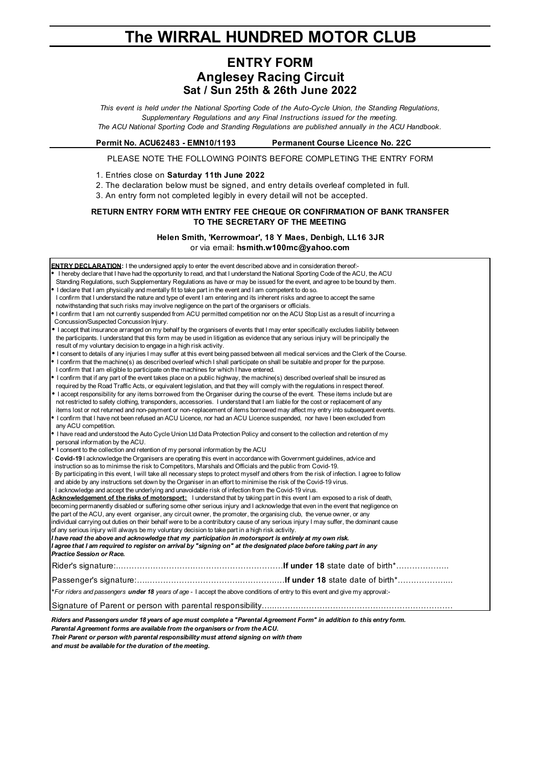# The WIRRAL HUNDRED MOTOR CLUB

## ENTRY FORM
## Anglesey Racing Circuit
### Sat / Sun 25th & 26th June 2022

*This event is held under the National Sporting Code of the Auto-Cycle Union, the Standing Regulations, Supplementary Regulations and any Final Instructions issued for the meeting.*
*The ACU National Sporting Code and Standing Regulations are published annually in the ACU Handbook.*

**Permit No. ACU62483 - EMN10/1193** **Permanent Course Licence No. 22C**

PLEASE NOTE THE FOLLOWING POINTS BEFORE COMPLETING THE ENTRY FORM

1. Entries close on **Saturday 11th June 2022**
2. The declaration below must be signed, and entry details overleaf completed in full.
3. An entry form not completed legibly in every detail will not be accepted.

**RETURN ENTRY FORM WITH ENTRY FEE CHEQUE OR CONFIRMATION OF BANK TRANSFER TO THE SECRETARY OF THE MEETING**

**Helen Smith, 'Kerrowmoar', 18 Y Maes, Denbigh, LL16 3JR**
or via email: **hsmith.w100mc@yahoo.com**

**ENTRY DECLARATION:** I the undersigned apply to enter the event described above and in consideration thereof:-

- I hereby declare that I have had the opportunity to read, and that I understand the National Sporting Code of the ACU, the ACU Standing Regulations, such Supplementary Regulations as have or may be issued for the event, and agree to be bound by them.
- I declare that I am physically and mentally fit to take part in the event and I am competent to do so.
  I confirm that I understand the nature and type of event I am entering and its inherent risks and agree to accept the same notwithstanding that such risks may involve negligence on the part of the organisers or officials.
- I confirm that I am not currently suspended from ACU permitted competition nor on the ACU Stop List as a result of incurring a Concussion/Suspected Concussion Injury.
- I accept that insurance arranged on my behalf by the organisers of events that I may enter specifically excludes liability between the participants. I understand that this form may be used in litigation as evidence that any serious injury will be principally the result of my voluntary decision to engage in a high risk activity.
- I consent to details of any injuries I may suffer at this event being passed between all medical services and the Clerk of the Course.
- I confirm that the machine(s) as described overleaf which I shall participate on shall be suitable and proper for the purpose.
  I confirm that I am eligible to participate on the machines for which I have entered.
- I confirm that if any part of the event takes place on a public highway, the machine(s) described overleaf shall be insured as required by the Road Traffic Acts, or equivalent legislation, and that they will comply with the regulations in respect thereof.
- I accept responsibility for any items borrowed from the Organiser during the course of the event. These items include but are not restricted to safety clothing, transponders, accessories. I understand that I am liable for the cost or replacement of any items lost or not returned and non-payment or non-replacement of items borrowed may affect my entry into subsequent events.
- I confirm that I have not been refused an ACU Licence, nor had an ACU Licence suspended, nor have I been excluded from any ACU competition.
- I have read and understood the Auto Cycle Union Ltd Data Protection Policy and consent to the collection and retention of my personal information by the ACU.
- I consent to the collection and retention of my personal information by the ACU

· **Covid-19** I acknowledge the Organisers are operating this event in accordance with Government guidelines, advice and instruction so as to minimse the risk to Competitors, Marshals and Officials and the public from Covid-19.
· By participating in this event, I will take all necessary steps to protect myself and others from the risk of infection. I agree to follow and abide by any instructions set down by the Organiser in an effort to minimise the risk of the Covid-19 virus.
· I acknowledge and accept the underlying and unavoidable risk of infection from the Covid-19 virus.

**Acknowledgement of the risks of motorsport:** I understand that by taking part in this event I am exposed to a risk of death, becoming permanently disabled or suffering some other serious injury and I acknowledge that even in the event that negligence on the part of the ACU, any event organiser, any circuit owner, the promoter, the organising club, the venue owner, or any individual carrying out duties on their behalf were to be a contributory cause of any serious injury I may suffer, the dominant cause of any serious injury will always be my voluntary decision to take part in a high risk activity.

***I have read the above and acknowledge that my participation in motorsport is entirely at my own risk.***
***I agree that I am required to register on arrival by "signing on" at the designated place before taking part in any Practice Session or Race.***

Rider's signature:……………………………………………………… **If under 18** state date of birth*………………..

Passenger's signature:……………………………………………… **If under 18** state date of birth*………………...

*\*For riders and passengers **under 18** years of age* - I accept the above conditions of entry to this event and give my approval:-

Signature of Parent or person with parental responsibility……………………………………………………………

***Riders and Passengers under 18 years of age must complete a "Parental Agreement Form" in addition to this entry form.***
***Parental Agreement forms are available from the organisers or from the ACU.***
***Their Parent or person with parental responsibility must attend signing on with them and must be available for the duration of the meeting.***